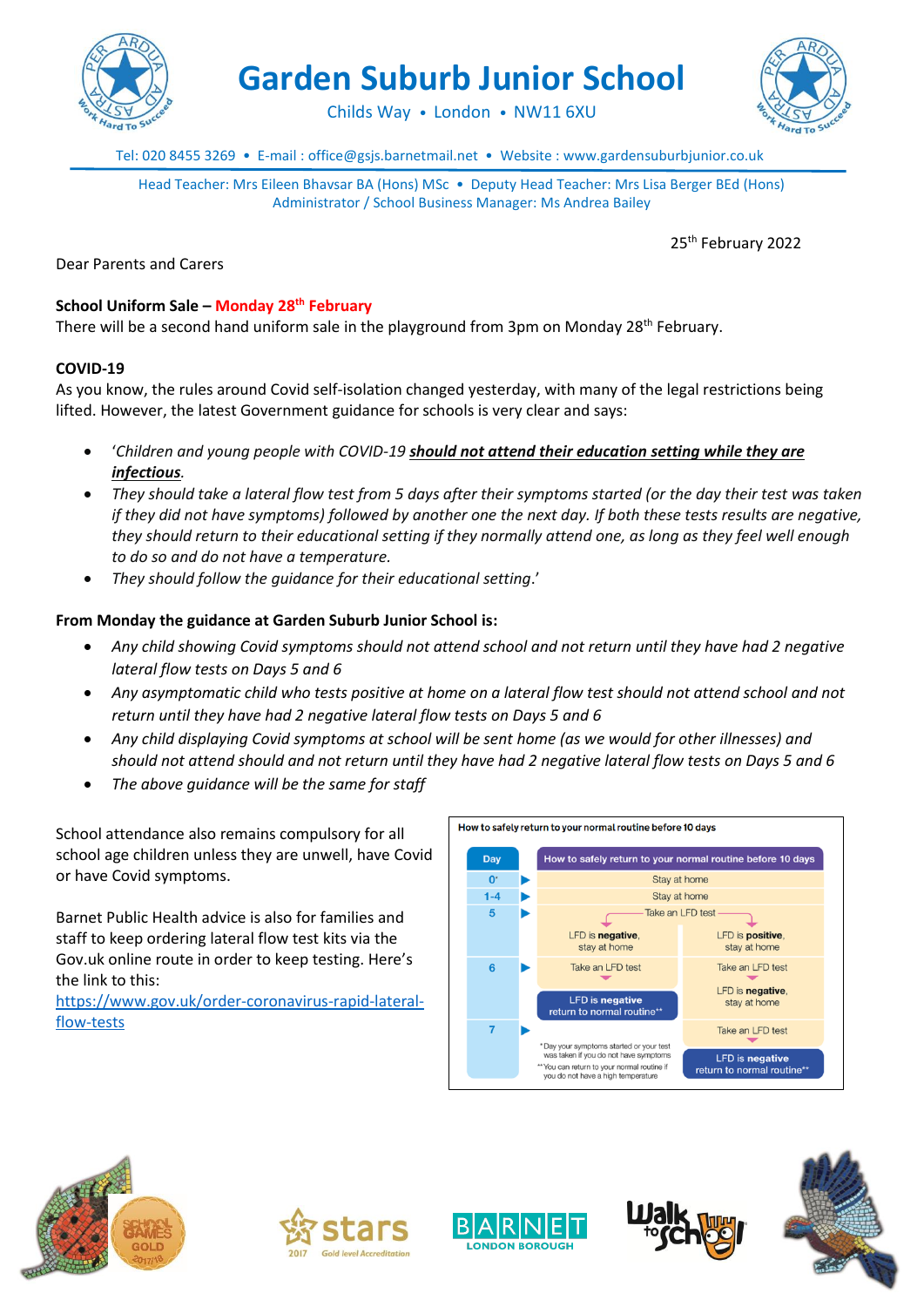# Garden Suburb Junior School

Childs Way • London • NW11 6XU

Tel: 020 8455 3269 • E-mail : office@gsjs.barnetmail.net • Website : www.gardensuburbjunior.co.uk

Head Teacher: Mrs Eileen Bhavsar BA (Hons) MSc • Deputy Head Teacher: Mrs Lisa Berger BEd (Hons)
Administrator / School Business Manager: Ms Andrea Bailey

25th February 2022

Dear Parents and Carers

**School Uniform Sale – Monday 28th February**

There will be a second hand uniform sale in the playground from 3pm on Monday 28th February.

**COVID-19**

As you know, the rules around Covid self-isolation changed yesterday, with many of the legal restrictions being lifted. However, the latest Government guidance for schools is very clear and says:

- *'Children and young people with COVID-19* ***should not attend their education setting while they are infectious****.*
- *They should take a lateral flow test from 5 days after their symptoms started (or the day their test was taken if they did not have symptoms) followed by another one the next day. If both these tests results are negative, they should return to their educational setting if they normally attend one, as long as they feel well enough to do so and do not have a temperature.*
- *They should follow the guidance for their educational setting.'*

**From Monday the guidance at Garden Suburb Junior School is:**

- *Any child showing Covid symptoms should not attend school and not return until they have had 2 negative lateral flow tests on Days 5 and 6*
- *Any asymptomatic child who tests positive at home on a lateral flow test should not attend school and not return until they have had 2 negative lateral flow tests on Days 5 and 6*
- *Any child displaying Covid symptoms at school will be sent home (as we would for other illnesses) and should not attend should and not return until they have had 2 negative lateral flow tests on Days 5 and 6*
- *The above guidance will be the same for staff*

School attendance also remains compulsory for all school age children unless they are unwell, have Covid or have Covid symptoms.

Barnet Public Health advice is also for families and staff to keep ordering lateral flow test kits via the Gov.uk online route in order to keep testing. Here's the link to this: [https://www.gov.uk/order-coronavirus-rapid-lateral-flow-tests](https://www.gov.uk/order-coronavirus-rapid-lateral-flow-tests)

**How to safely return to your normal routine before 10 days**

| Day | How to safely return to your normal routine before 10 days | |
|---|---|---|
| 0* | Stay at home | |
| 1-4 | Stay at home | |
| 5 | Take an LFD test: LFD is **negative**, stay at home | Take an LFD test: LFD is **positive**, stay at home |
| 6 | Take an LFD test → **LFD is negative return to normal routine\*\*** | Take an LFD test → LFD is **negative**, stay at home |
| 7 | | Take an LFD test → **LFD is negative return to normal routine\*\*** |

\*Day your symptoms started or your test was taken if you do not have symptoms
\*\*You can return to your normal routine if you do not have a high temperature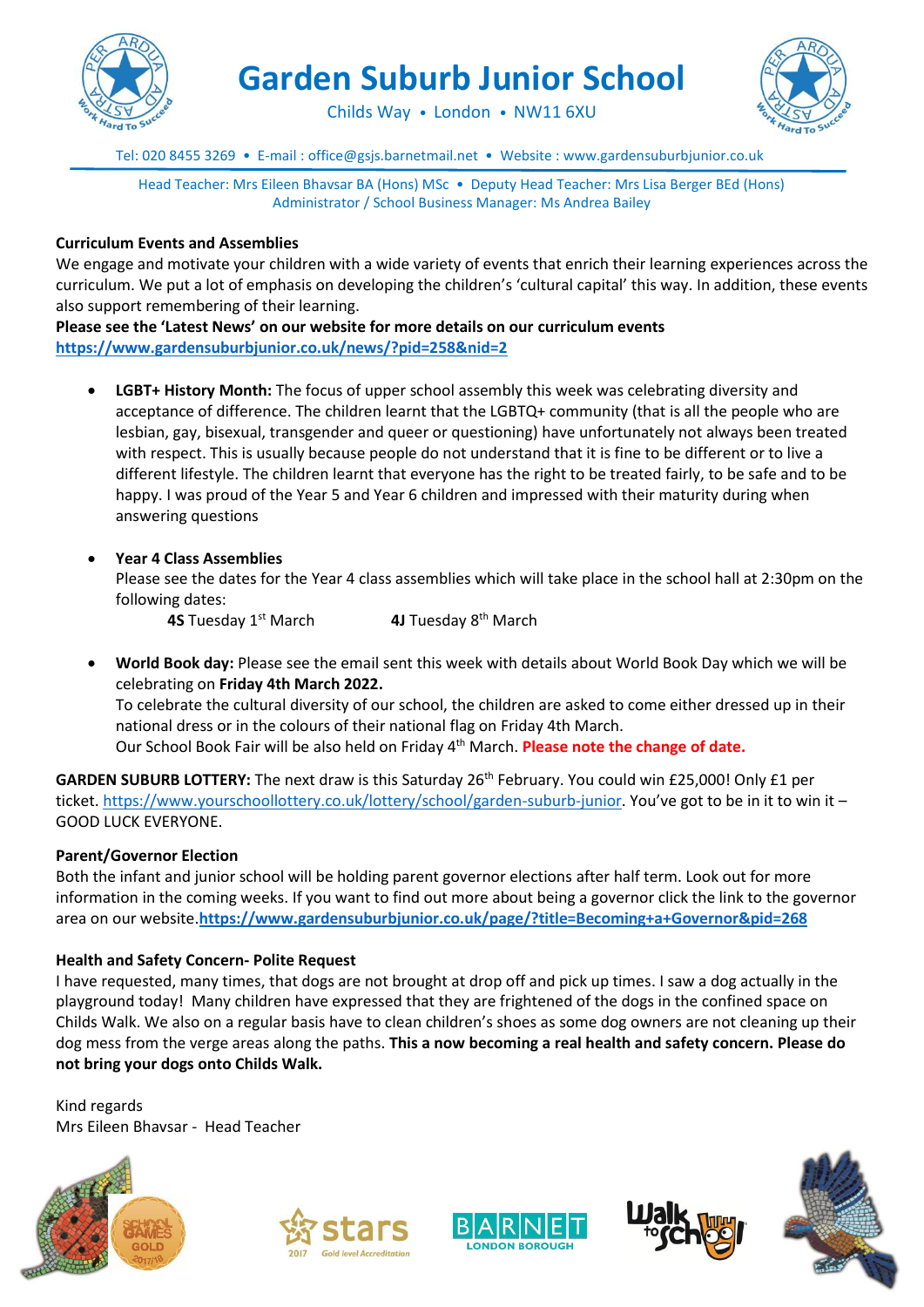# Garden Suburb Junior School

Childs Way • London • NW11 6XU

Tel: 020 8455 3269 • E-mail : office@gsjs.barnetmail.net • Website : www.gardensuburbjunior.co.uk

Head Teacher: Mrs Eileen Bhavsar BA (Hons) MSc • Deputy Head Teacher: Mrs Lisa Berger BEd (Hons)
Administrator / School Business Manager: Ms Andrea Bailey

**Curriculum Events and Assemblies**

We engage and motivate your children with a wide variety of events that enrich their learning experiences across the curriculum. We put a lot of emphasis on developing the children's 'cultural capital' this way. In addition, these events also support remembering of their learning.

**Please see the 'Latest News' on our website for more details on our curriculum events**
**https://www.gardensuburbjunior.co.uk/news/?pid=258&nid=2**

- **LGBT+ History Month:** The focus of upper school assembly this week was celebrating diversity and acceptance of difference. The children learnt that the LGBTQ+ community (that is all the people who are lesbian, gay, bisexual, transgender and queer or questioning) have unfortunately not always been treated with respect. This is usually because people do not understand that it is fine to be different or to live a different lifestyle. The children learnt that everyone has the right to be treated fairly, to be safe and to be happy. I was proud of the Year 5 and Year 6 children and impressed with their maturity during when answering questions

- **Year 4 Class Assemblies**
  Please see the dates for the Year 4 class assemblies which will take place in the school hall at 2:30pm on the following dates:
  **4S** Tuesday 1st March  **4J** Tuesday 8th March

- **World Book day:** Please see the email sent this week with details about World Book Day which we will be celebrating on **Friday 4th March 2022.**
  To celebrate the cultural diversity of our school, the children are asked to come either dressed up in their national dress or in the colours of their national flag on Friday 4th March.
  Our School Book Fair will be also held on Friday 4th March. **Please note the change of date.**

**GARDEN SUBURB LOTTERY:** The next draw is this Saturday 26th February. You could win £25,000! Only £1 per ticket. https://www.yourschoollottery.co.uk/lottery/school/garden-suburb-junior. You've got to be in it to win it – GOOD LUCK EVERYONE.

**Parent/Governor Election**

Both the infant and junior school will be holding parent governor elections after half term. Look out for more information in the coming weeks. If you want to find out more about being a governor click the link to the governor area on our website.**https://www.gardensuburbjunior.co.uk/page/?title=Becoming+a+Governor&pid=268**

**Health and Safety Concern- Polite Request**

I have requested, many times, that dogs are not brought at drop off and pick up times. I saw a dog actually in the playground today! Many children have expressed that they are frightened of the dogs in the confined space on Childs Walk. We also on a regular basis have to clean children's shoes as some dog owners are not cleaning up their dog mess from the verge areas along the paths. **This a now becoming a real health and safety concern. Please do not bring your dogs onto Childs Walk.**

Kind regards
Mrs Eileen Bhavsar - Head Teacher